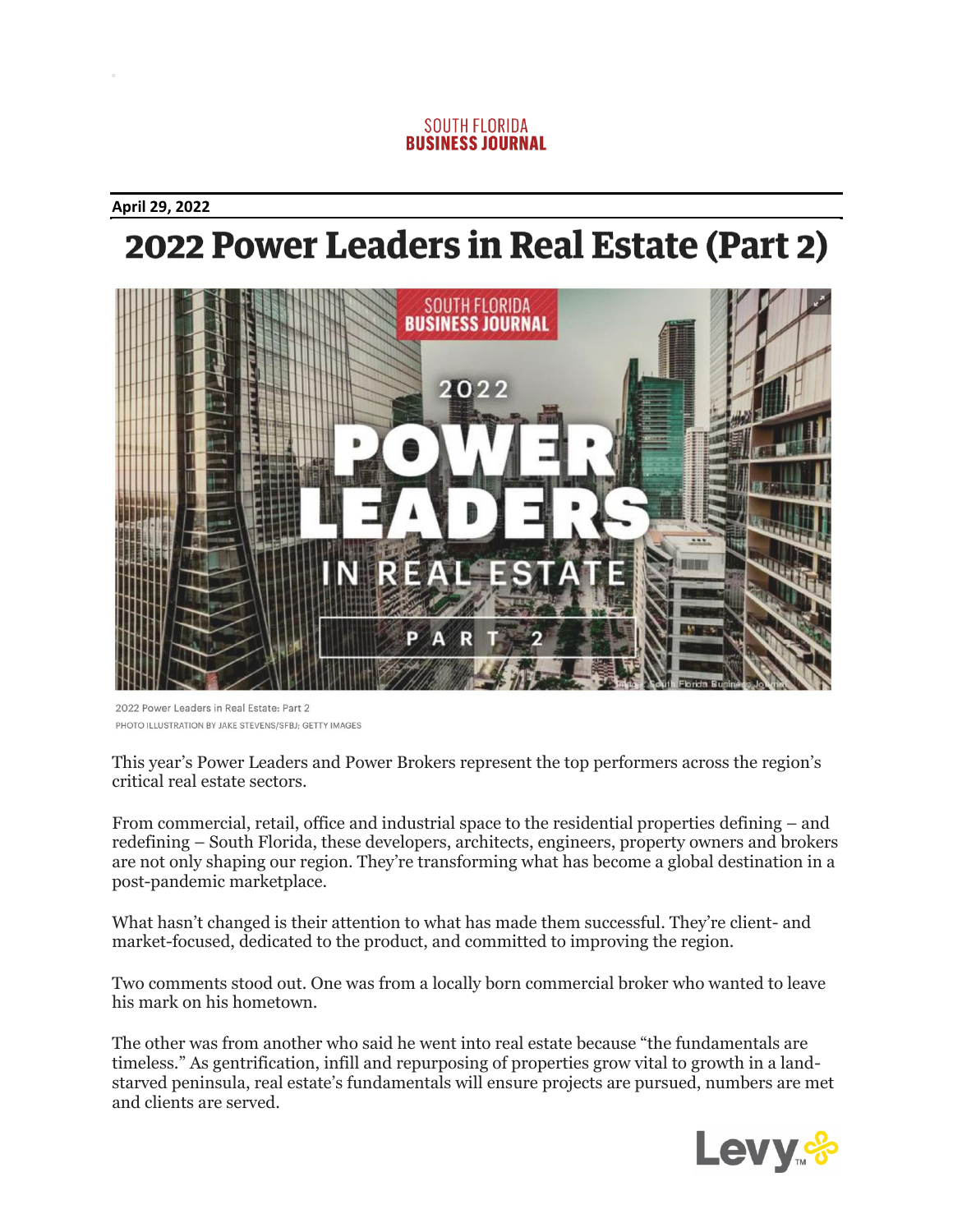SOUTH FLORIDA
BUSINESS JOURNAL

**April 29, 2022**

# 2022 Power Leaders in Real Estate (Part 2)

2022 Power Leaders in Real Estate: Part 2
PHOTO ILLUSTRATION BY JAKE STEVENS/SFBJ; GETTY IMAGES

This year's Power Leaders and Power Brokers represent the top performers across the region's critical real estate sectors.

From commercial, retail, office and industrial space to the residential properties defining – and redefining – South Florida, these developers, architects, engineers, property owners and brokers are not only shaping our region. They're transforming what has become a global destination in a post-pandemic marketplace.

What hasn't changed is their attention to what has made them successful. They're client- and market-focused, dedicated to the product, and committed to improving the region.

Two comments stood out. One was from a locally born commercial broker who wanted to leave his mark on his hometown.

The other was from another who said he went into real estate because "the fundamentals are timeless." As gentrification, infill and repurposing of properties grow vital to growth in a land-starved peninsula, real estate's fundamentals will ensure projects are pursued, numbers are met and clients are served.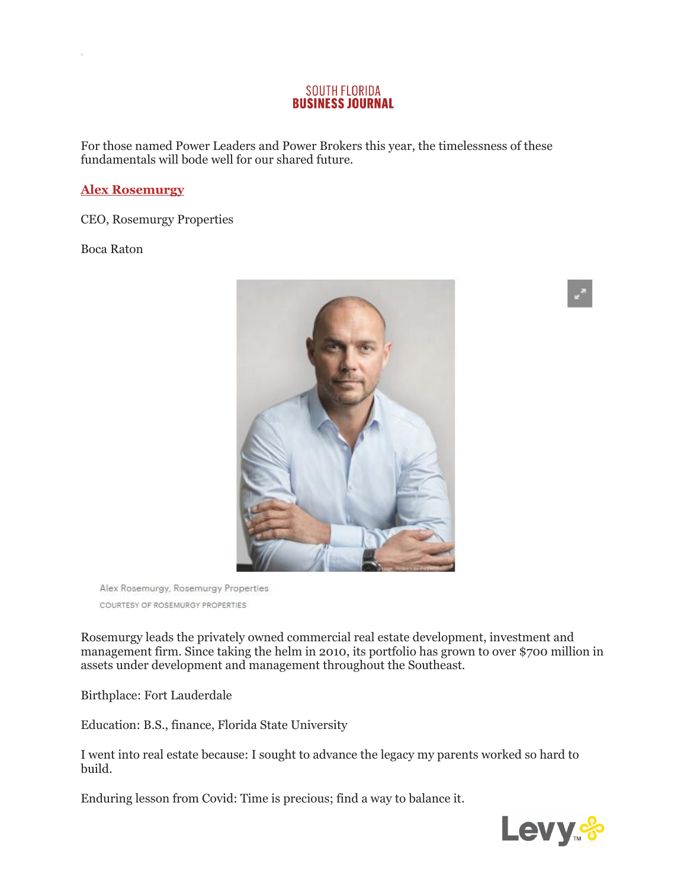For those named Power Leaders and Power Brokers this year, the timelessness of these fundamentals will bode well for our shared future.

**Alex Rosemurgy**

CEO, Rosemurgy Properties

Boca Raton

Alex Rosemurgy, Rosemurgy Properties

COURTESY OF ROSEMURGY PROPERTIES

Rosemurgy leads the privately owned commercial real estate development, investment and management firm. Since taking the helm in 2010, its portfolio has grown to over $700 million in assets under development and management throughout the Southeast.

Birthplace: Fort Lauderdale

Education: B.S., finance, Florida State University

I went into real estate because: I sought to advance the legacy my parents worked so hard to build.

Enduring lesson from Covid: Time is precious; find a way to balance it.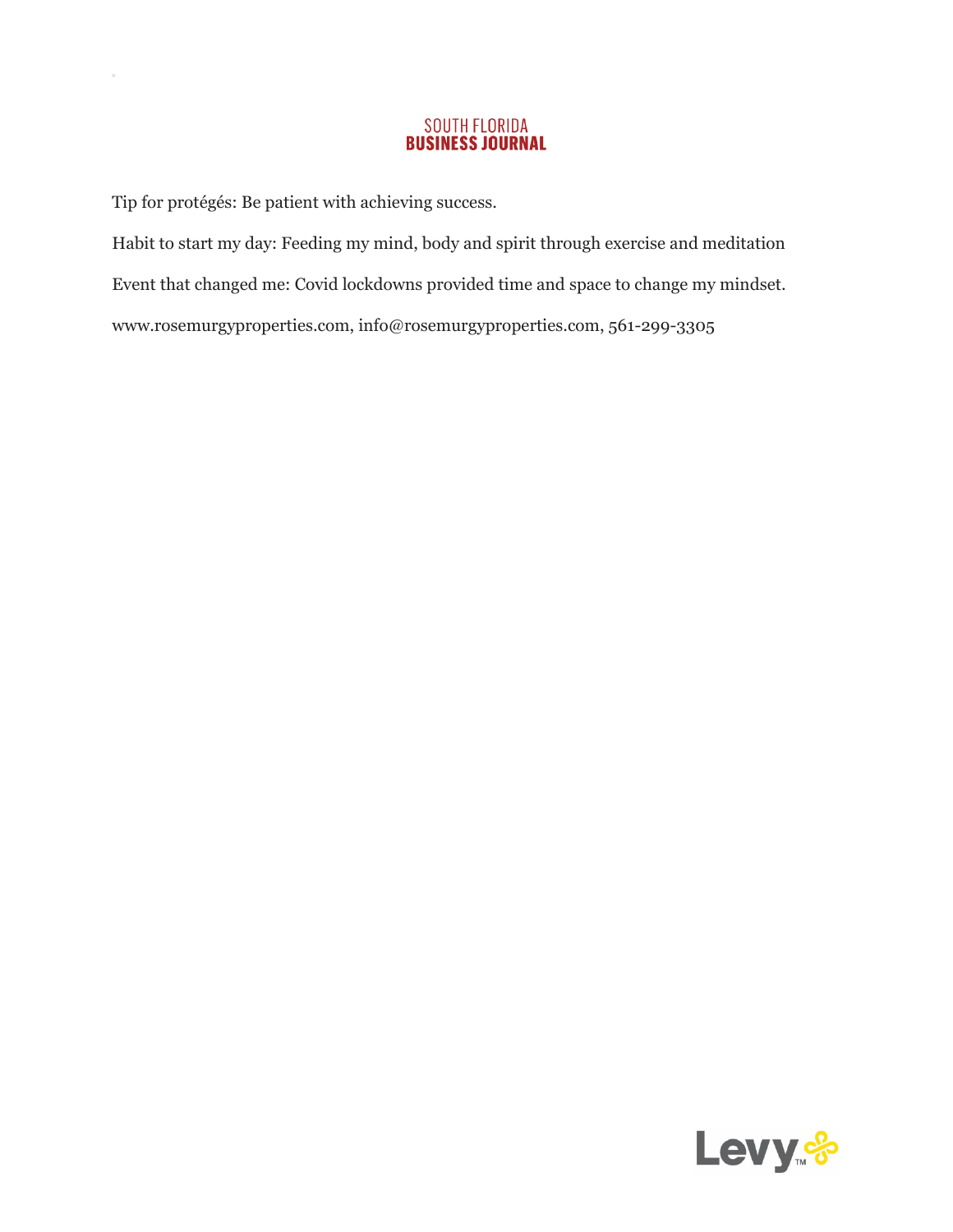Tip for protégés: Be patient with achieving success.

Habit to start my day: Feeding my mind, body and spirit through exercise and meditation

Event that changed me: Covid lockdowns provided time and space to change my mindset.

www.rosemurgyproperties.com, info@rosemurgyproperties.com, 561-299-3305